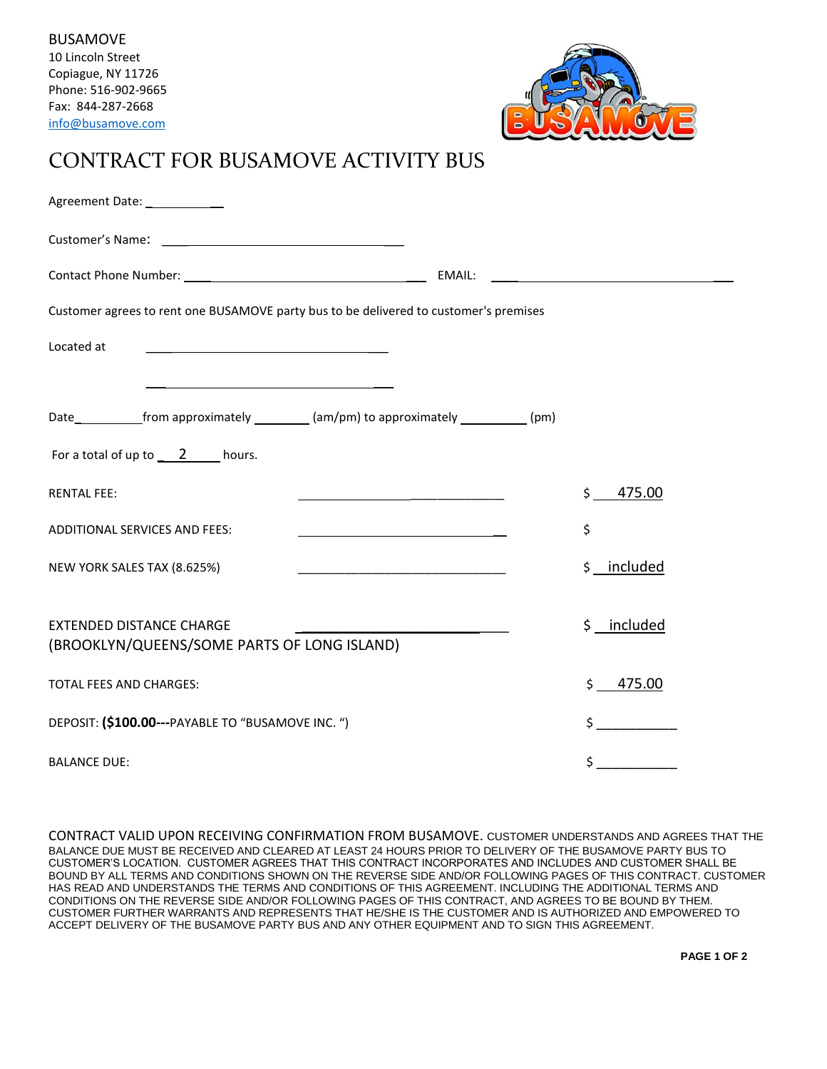BUSAMOVE
10 Lincoln Street
Copiague, NY 11726
Phone: 516-902-9665
Fax: 844-287-2668
info@busamove.com

# CONTRACT FOR BUSAMOVE ACTIVITY BUS

Agreement Date: ____________

Customer's Name: ______________________________________

Contact Phone Number: ________________________________ EMAIL: ________________________________

Customer agrees to rent one BUSAMOVE party bus to be delivered to customer's premises

Located at ______________________________________

______________________________________

Date__________from approximately ________ (am/pm) to approximately __________ (pm)

For a total of up to ___2___ hours.

| | | |
|---|---|---|
| RENTAL FEE: | ______________________________ | $ 475.00 |
| ADDITIONAL SERVICES AND FEES: | ______________________________ | $ |
| NEW YORK SALES TAX (8.625%) | ______________________________ | $ included |
| EXTENDED DISTANCE CHARGE (BROOKLYN/QUEENS/SOME PARTS OF LONG ISLAND) | ______________________________ | $ included |
| TOTAL FEES AND CHARGES: | | $ 475.00 |
| DEPOSIT: **($100.00---**PAYABLE TO "BUSAMOVE INC. ") | | $ ___________ |
| BALANCE DUE: | | $ ___________ |

CONTRACT VALID UPON RECEIVING CONFIRMATION FROM BUSAMOVE. CUSTOMER UNDERSTANDS AND AGREES THAT THE BALANCE DUE MUST BE RECEIVED AND CLEARED AT LEAST 24 HOURS PRIOR TO DELIVERY OF THE BUSAMOVE PARTY BUS TO CUSTOMER'S LOCATION. CUSTOMER AGREES THAT THIS CONTRACT INCORPORATES AND INCLUDES AND CUSTOMER SHALL BE BOUND BY ALL TERMS AND CONDITIONS SHOWN ON THE REVERSE SIDE AND/OR FOLLOWING PAGES OF THIS CONTRACT. CUSTOMER HAS READ AND UNDERSTANDS THE TERMS AND CONDITIONS OF THIS AGREEMENT. INCLUDING THE ADDITIONAL TERMS AND CONDITIONS ON THE REVERSE SIDE AND/OR FOLLOWING PAGES OF THIS CONTRACT, AND AGREES TO BE BOUND BY THEM. CUSTOMER FURTHER WARRANTS AND REPRESENTS THAT HE/SHE IS THE CUSTOMER AND IS AUTHORIZED AND EMPOWERED TO ACCEPT DELIVERY OF THE BUSAMOVE PARTY BUS AND ANY OTHER EQUIPMENT AND TO SIGN THIS AGREEMENT.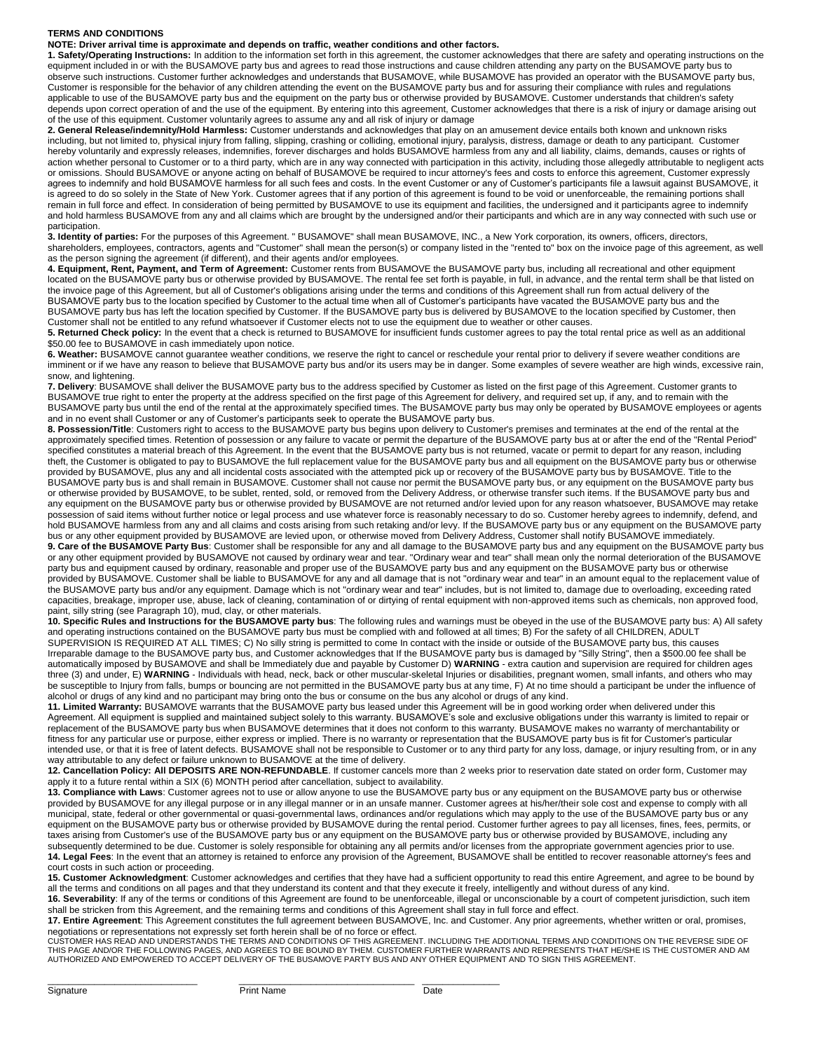**TERMS AND CONDITIONS**

**NOTE: Driver arrival time is approximate and depends on traffic, weather conditions and other factors.**

**1. Safety/Operating Instructions:** In addition to the information set forth in this agreement, the customer acknowledges that there are safety and operating instructions on the equipment included in or with the BUSAMOVE party bus and agrees to read those instructions and cause children attending any party on the BUSAMOVE party bus to observe such instructions. Customer further acknowledges and understands that BUSAMOVE, while BUSAMOVE has provided an operator with the BUSAMOVE party bus, Customer is responsible for the behavior of any children attending the event on the BUSAMOVE party bus and for assuring their compliance with rules and regulations applicable to use of the BUSAMOVE party bus and the equipment on the party bus or otherwise provided by BUSAMOVE. Customer understands that children's safety depends upon correct operation of and the use of the equipment. By entering into this agreement, Customer acknowledges that there is a risk of injury or damage arising out of the use of this equipment. Customer voluntarily agrees to assume any and all risk of injury or damage

**2. General Release/indemnity/Hold Harmless:** Customer understands and acknowledges that play on an amusement device entails both known and unknown risks including, but not limited to, physical injury from falling, slipping, crashing or colliding, emotional injury, paralysis, distress, damage or death to any participant. Customer hereby voluntarily and expressly releases, indemnifies, forever discharges and holds BUSAMOVE harmless from any and all liability, claims, demands, causes or rights of action whether personal to Customer or to a third party, which are in any way connected with participation in this activity, including those allegedly attributable to negligent acts or omissions. Should BUSAMOVE or anyone acting on behalf of BUSAMOVE be required to incur attorney's fees and costs to enforce this agreement, Customer expressly agrees to indemnify and hold BUSAMOVE harmless for all such fees and costs. In the event Customer or any of Customer's participants file a lawsuit against BUSAMOVE, it is agreed to do so solely in the State of New York. Customer agrees that if any portion of this agreement is found to be void or unenforceable, the remaining portions shall remain in full force and effect. In consideration of being permitted by BUSAMOVE to use its equipment and facilities, the undersigned and it participants agree to indemnify and hold harmless BUSAMOVE from any and all claims which are brought by the undersigned and/or their participants and which are in any way connected with such use or participation.

**3. Identity of parties:** For the purposes of this Agreement. " BUSAMOVE" shall mean BUSAMOVE, INC., a New York corporation, its owners, officers, directors, shareholders, employees, contractors, agents and "Customer" shall mean the person(s) or company listed in the "rented to" box on the invoice page of this agreement, as well as the person signing the agreement (if different), and their agents and/or employees.

**4. Equipment, Rent, Payment, and Term of Agreement:** Customer rents from BUSAMOVE the BUSAMOVE party bus, including all recreational and other equipment located on the BUSAMOVE party bus or otherwise provided by BUSAMOVE. The rental fee set forth is payable, in full, in advance, and the rental term shall be that listed on the invoice page of this Agreement, but all of Customer's obligations arising under the terms and conditions of this Agreement shall run from actual delivery of the BUSAMOVE party bus to the location specified by Customer to the actual time when all of Customer's participants have vacated the BUSAMOVE party bus and the BUSAMOVE party bus has left the location specified by Customer. If the BUSAMOVE party bus is delivered by BUSAMOVE to the location specified by Customer, then Customer shall not be entitled to any refund whatsoever if Customer elects not to use the equipment due to weather or other causes.

**5. Returned Check policy:** In the event that a check is returned to BUSAMOVE for insufficient funds customer agrees to pay the total rental price as well as an additional $50.00 fee to BUSAMOVE in cash immediately upon notice.

**6. Weather:** BUSAMOVE cannot guarantee weather conditions, we reserve the right to cancel or reschedule your rental prior to delivery if severe weather conditions are imminent or if we have any reason to believe that BUSAMOVE party bus and/or its users may be in danger. Some examples of severe weather are high winds, excessive rain, snow, and lightening.

**7. Delivery**: BUSAMOVE shall deliver the BUSAMOVE party bus to the address specified by Customer as listed on the first page of this Agreement. Customer grants to BUSAMOVE true right to enter the property at the address specified on the first page of this Agreement for delivery, and required set up, if any, and to remain with the BUSAMOVE party bus until the end of the rental at the approximately specified times. The BUSAMOVE party bus may only be operated by BUSAMOVE employees or agents and in no event shall Customer or any of Customer's participants seek to operate the BUSAMOVE party bus.

**8. Possession/Title**: Customers right to access to the BUSAMOVE party bus begins upon delivery to Customer's premises and terminates at the end of the rental at the approximately specified times. Retention of possession or any failure to vacate or permit the departure of the BUSAMOVE party bus at or after the end of the "Rental Period" specified constitutes a material breach of this Agreement. In the event that the BUSAMOVE party bus is not returned, vacate or permit to depart for any reason, including theft, the Customer is obligated to pay to BUSAMOVE the full replacement value for the BUSAMOVE party bus and all equipment on the BUSAMOVE party bus or otherwise provided by BUSAMOVE, plus any and all incidental costs associated with the attempted pick up or recovery of the BUSAMOVE party bus by BUSAMOVE. Title to the BUSAMOVE party bus is and shall remain in BUSAMOVE. Customer shall not cause nor permit the BUSAMOVE party bus, or any equipment on the BUSAMOVE party bus or otherwise provided by BUSAMOVE, to be sublet, rented, sold, or removed from the Delivery Address, or otherwise transfer such items. If the BUSAMOVE party bus and any equipment on the BUSAMOVE party bus or otherwise provided by BUSAMOVE are not returned and/or levied upon for any reason whatsoever, BUSAMOVE may retake possession of said items without further notice or legal process and use whatever force is reasonably necessary to do so. Customer hereby agrees to indemnify, defend, and hold BUSAMOVE harmless from any and all claims and costs arising from such retaking and/or levy. If the BUSAMOVE party bus or any equipment on the BUSAMOVE party bus or any other equipment provided by BUSAMOVE are levied upon, or otherwise moved from Delivery Address, Customer shall notify BUSAMOVE immediately.

**9. Care of the BUSAMOVE Party Bus**: Customer shall be responsible for any and all damage to the BUSAMOVE party bus and any equipment on the BUSAMOVE party bus or any other equipment provided by BUSAMOVE not caused by ordinary wear and tear. "Ordinary wear and tear" shall mean only the normal deterioration of the BUSAMOVE party bus and equipment caused by ordinary, reasonable and proper use of the BUSAMOVE party bus and any equipment on the BUSAMOVE party bus or otherwise provided by BUSAMOVE. Customer shall be liable to BUSAMOVE for any and all damage that is not "ordinary wear and tear" in an amount equal to the replacement value of the BUSAMOVE party bus and/or any equipment. Damage which is not "ordinary wear and tear" includes, but is not limited to, damage due to overloading, exceeding rated capacities, breakage, improper use, abuse, lack of cleaning, contamination of or dirtying of rental equipment with non-approved items such as chemicals, non approved food, paint, silly string (see Paragraph 10), mud, clay, or other materials.

**10. Specific Rules and Instructions for the BUSAMOVE party bus**: The following rules and warnings must be obeyed in the use of the BUSAMOVE party bus: A) All safety and operating instructions contained on the BUSAMOVE party bus must be complied with and followed at all times; B) For the safety of all CHILDREN, ADULT SUPERVISION IS REQUIRED AT ALL TIMES; C) No silly string is permitted to come In contact with the inside or outside of the BUSAMOVE party bus, this causes Irreparable damage to the BUSAMOVE party bus, and Customer acknowledges that If the BUSAMOVE party bus is damaged by "Silly String", then a $500.00 fee shall be automatically imposed by BUSAMOVE and shall be Immediately due and payable by Customer D) **WARNING** - extra caution and supervision are required for children ages three (3) and under, E) **WARNING** - Individuals with head, neck, back or other muscular-skeletal Injuries or disabilities, pregnant women, small infants, and others who may be susceptible to Injury from falls, bumps or bouncing are not permitted in the BUSAMOVE party bus at any time, F) At no time should a participant be under the influence of alcohol or drugs of any kind and no participant may bring onto the bus or consume on the bus any alcohol or drugs of any kind.

**11. Limited Warranty:** BUSAMOVE warrants that the BUSAMOVE party bus leased under this Agreement will be in good working order when delivered under this Agreement. All equipment is supplied and maintained subject solely to this warranty. BUSAMOVE's sole and exclusive obligations under this warranty is limited to repair or replacement of the BUSAMOVE party bus when BUSAMOVE determines that it does not conform to this warranty. BUSAMOVE makes no warranty of merchantability or fitness for any particular use or purpose, either express or implied. There is no warranty or representation that the BUSAMOVE party bus is fit for Customer's particular intended use, or that it is free of latent defects. BUSAMOVE shall not be responsible to Customer or to any third party for any loss, damage, or injury resulting from, or in any way attributable to any defect or failure unknown to BUSAMOVE at the time of delivery.

**12. Cancellation Policy: All DEPOSITS ARE NON-REFUNDABLE**. If customer cancels more than 2 weeks prior to reservation date stated on order form, Customer may apply it to a future rental within a SIX (6) MONTH period after cancellation, subject to availability.

**13. Compliance with Laws**: Customer agrees not to use or allow anyone to use the BUSAMOVE party bus or any equipment on the BUSAMOVE party bus or otherwise provided by BUSAMOVE for any illegal purpose or in any illegal manner or in an unsafe manner. Customer agrees at his/her/their sole cost and expense to comply with all municipal, state, federal or other governmental or quasi-governmental laws, ordinances and/or regulations which may apply to the use of the BUSAMOVE party bus or any equipment on the BUSAMOVE party bus or otherwise provided by BUSAMOVE during the rental period. Customer further agrees to pay all licenses, fines, fees, permits, or taxes arising from Customer's use of the BUSAMOVE party bus or any equipment on the BUSAMOVE party bus or otherwise provided by BUSAMOVE, including any subsequently determined to be due. Customer is solely responsible for obtaining any all permits and/or licenses from the appropriate government agencies prior to use.

**14. Legal Fees**: In the event that an attorney is retained to enforce any provision of the Agreement, BUSAMOVE shall be entitled to recover reasonable attorney's fees and court costs in such action or proceeding.

**15. Customer Acknowledgment**: Customer acknowledges and certifies that they have had a sufficient opportunity to read this entire Agreement, and agree to be bound by all the terms and conditions on all pages and that they understand its content and that they execute it freely, intelligently and without duress of any kind.

**16. Severability**: If any of the terms or conditions of this Agreement are found to be unenforceable, illegal or unconscionable by a court of competent jurisdiction, such item shall be stricken from this Agreement, and the remaining terms and conditions of this Agreement shall stay in full force and effect.

**17. Entire Agreement**: This Agreement constitutes the full agreement between BUSAMOVE, Inc. and Customer. Any prior agreements, whether written or oral, promises, negotiations or representations not expressly set forth herein shall be of no force or effect.

CUSTOMER HAS READ AND UNDERSTANDS THE TERMS AND CONDITIONS OF THIS AGREEMENT. INCLUDING THE ADDITIONAL TERMS AND CONDITIONS ON THE REVERSE SIDE OF THIS PAGE AND/OR THE FOLLOWING PAGES, AND AGREES TO BE BOUND BY THEM. CUSTOMER FURTHER WARRANTS AND REPRESENTS THAT HE/SHE IS THE CUSTOMER AND AM AUTHORIZED AND EMPOWERED TO ACCEPT DELIVERY OF THE BUSAMOVE PARTY BUS AND ANY OTHER EQUIPMENT AND TO SIGN THIS AGREEMENT.

\_\_\_\_\_\_\_\_\_\_\_\_\_\_\_\_\_\_\_\_\_\_\_\_ \_\_\_\_\_\_\_\_\_\_\_\_\_\_\_\_\_\_\_\_\_\_\_\_\_\_\_\_ \_\_\_\_\_\_\_\_\_\_\_\_\_\_

Signature Print Name Date